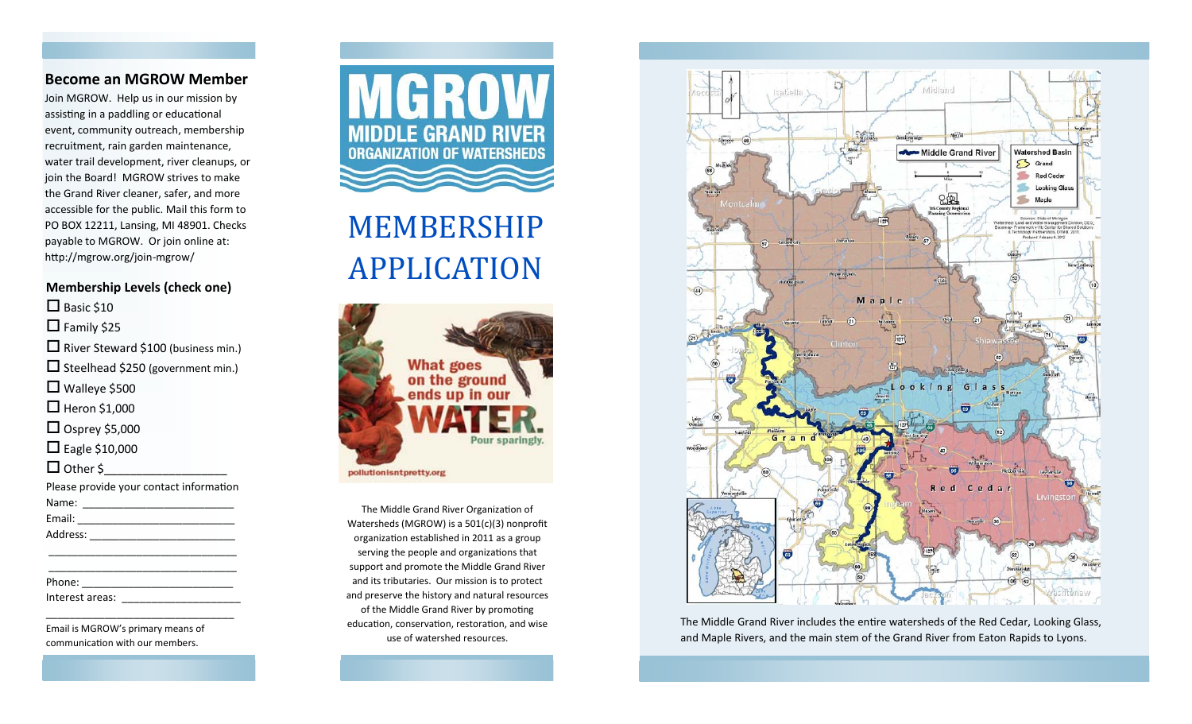## Become an MGROW Member

Join MGROW. Help us in our mission by assisting in a paddling or educational event, community outreach, membership recruitment, rain garden maintenance, water trail development, river cleanups, or join the Board! MGROW strives to make the Grand River cleaner, safer, and more accessible for the public. Mail this form to PO BOX 12211, Lansing, MI 48901. Checks payable to MGROW. Or join online at: http://mgrow.org/join-mgrow/

### Membership Levels (check one)

- ☐ Basic $10
- ☐ Family $25
- ☐ River Steward $100 (business min.)
- ☐ Steelhead $250 (government min.)
- ☐ Walleye $500
- ☐ Heron $1,000
- ☐ Osprey $5,000
- ☐ Eagle $10,000
- ☐ Other $___________________

Please provide your contact information

Name: ________________________

Email: _________________________

Address: _______________________

_______________________________

_______________________________

Phone: ________________________

Interest areas: ____________________

_______________________________

Email is MGROW's primary means of communication with our members.

# MGROW

## MIDDLE GRAND RIVER ORGANIZATION OF WATERSHEDS

# MEMBERSHIP APPLICATION

What goes on the ground ends up in our WATER. Pour sparingly.

pollutionisntpretty.org

The Middle Grand River Organization of Watersheds (MGROW) is a 501(c)(3) nonprofit organization established in 2011 as a group serving the people and organizations that support and promote the Middle Grand River and its tributaries. Our mission is to protect and preserve the history and natural resources of the Middle Grand River by promoting education, conservation, restoration, and wise use of watershed resources.

The Middle Grand River includes the entire watersheds of the Red Cedar, Looking Glass, and Maple Rivers, and the main stem of the Grand River from Eaton Rapids to Lyons.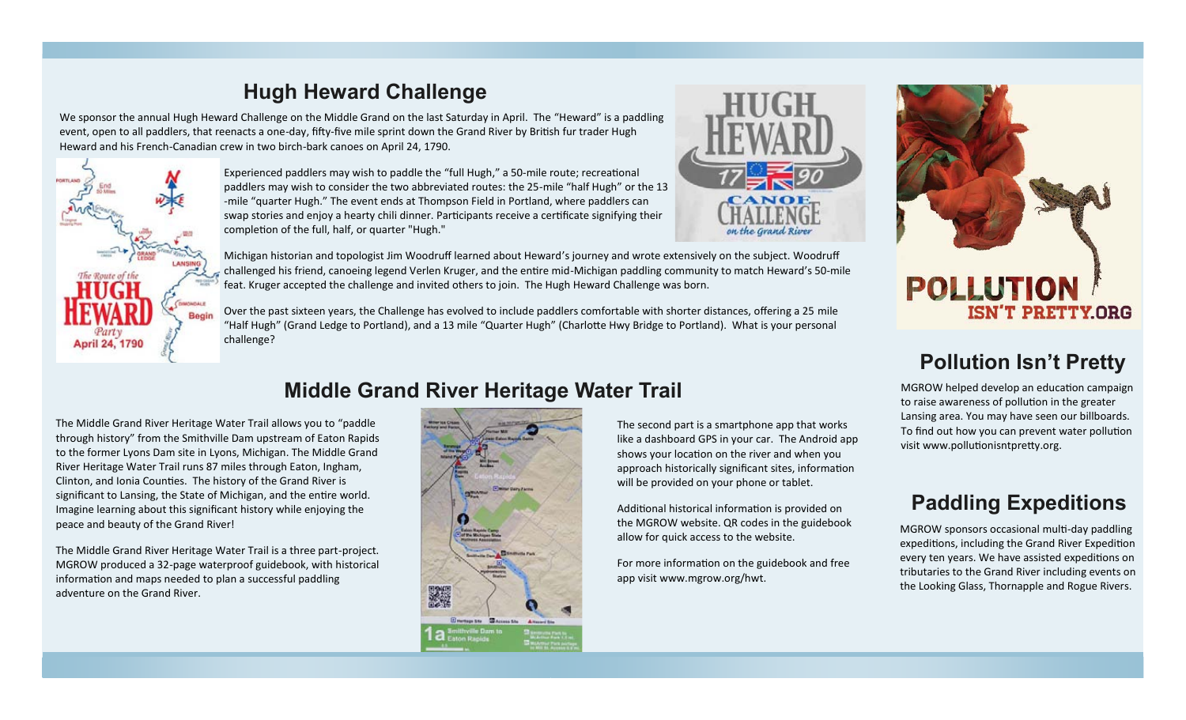## Hugh Heward Challenge

We sponsor the annual Hugh Heward Challenge on the Middle Grand on the last Saturday in April. The "Heward" is a paddling event, open to all paddlers, that reenacts a one-day, fifty-five mile sprint down the Grand River by British fur trader Hugh Heward and his French-Canadian crew in two birch-bark canoes on April 24, 1790.

Experienced paddlers may wish to paddle the "full Hugh," a 50-mile route; recreational paddlers may wish to consider the two abbreviated routes: the 25-mile "half Hugh" or the 13-mile "quarter Hugh." The event ends at Thompson Field in Portland, where paddlers can swap stories and enjoy a hearty chili dinner. Participants receive a certificate signifying their completion of the full, half, or quarter "Hugh."

Michigan historian and topologist Jim Woodruff learned about Heward's journey and wrote extensively on the subject. Woodruff challenged his friend, canoeing legend Verlen Kruger, and the entire mid-Michigan paddling community to match Heward's 50-mile feat. Kruger accepted the challenge and invited others to join. The Hugh Heward Challenge was born.

Over the past sixteen years, the Challenge has evolved to include paddlers comfortable with shorter distances, offering a 25 mile "Half Hugh" (Grand Ledge to Portland), and a 13 mile "Quarter Hugh" (Charlotte Hwy Bridge to Portland). What is your personal challenge?

## Middle Grand River Heritage Water Trail

The Middle Grand River Heritage Water Trail allows you to "paddle through history" from the Smithville Dam upstream of Eaton Rapids to the former Lyons Dam site in Lyons, Michigan. The Middle Grand River Heritage Water Trail runs 87 miles through Eaton, Ingham, Clinton, and Ionia Counties. The history of the Grand River is significant to Lansing, the State of Michigan, and the entire world. Imagine learning about this significant history while enjoying the peace and beauty of the Grand River!

The Middle Grand River Heritage Water Trail is a three part-project. MGROW produced a 32-page waterproof guidebook, with historical information and maps needed to plan a successful paddling adventure on the Grand River.

The second part is a smartphone app that works like a dashboard GPS in your car. The Android app shows your location on the river and when you approach historically significant sites, information will be provided on your phone or tablet.

Additional historical information is provided on the MGROW website. QR codes in the guidebook allow for quick access to the website.

For more information on the guidebook and free app visit www.mgrow.org/hwt.

## Pollution Isn't Pretty

MGROW helped develop an education campaign to raise awareness of pollution in the greater Lansing area. You may have seen our billboards. To find out how you can prevent water pollution visit www.pollutionisntpretty.org.

## Paddling Expeditions

MGROW sponsors occasional multi-day paddling expeditions, including the Grand River Expedition every ten years. We have assisted expeditions on tributaries to the Grand River including events on the Looking Glass, Thornapple and Rogue Rivers.